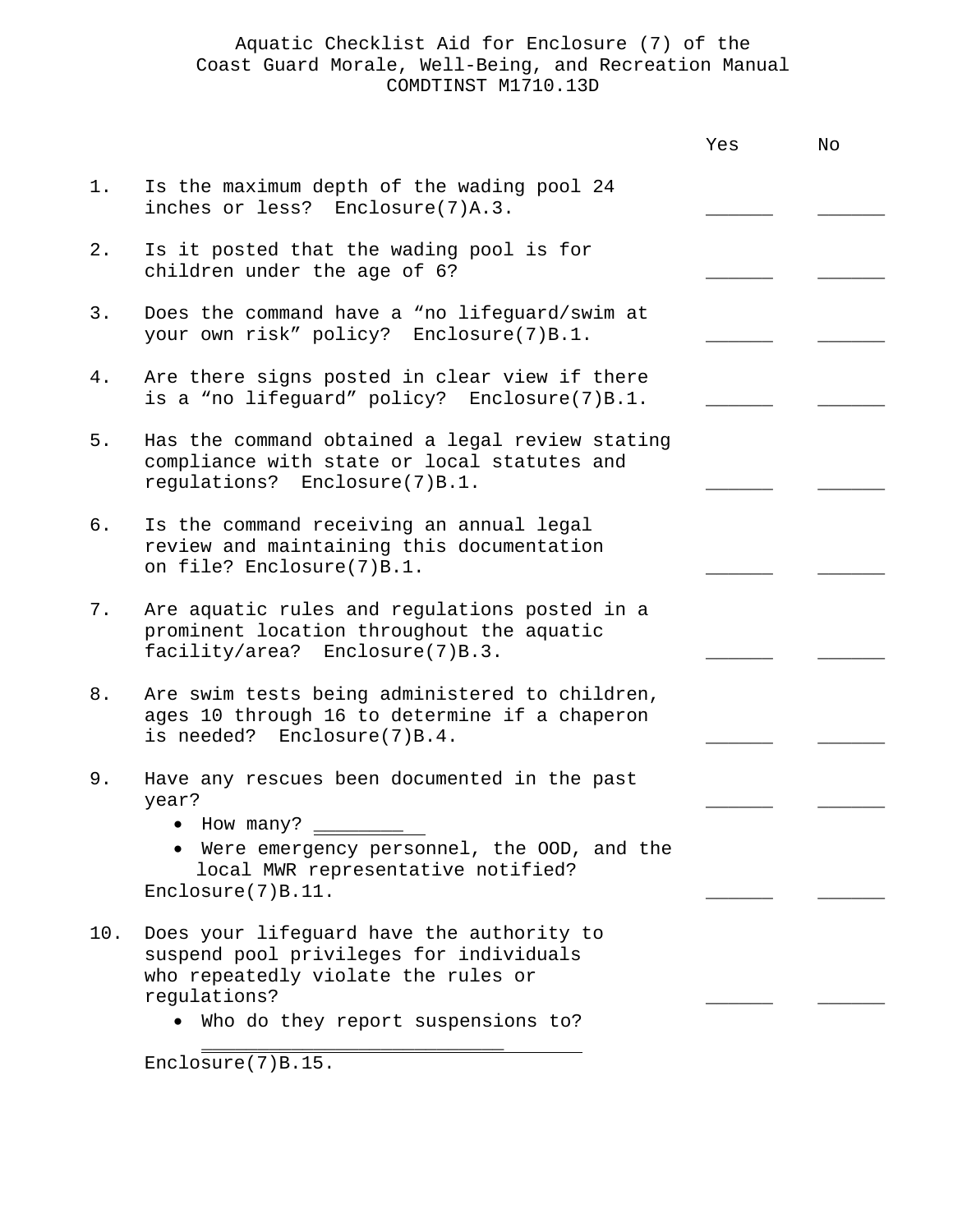# Aquatic Checklist Aid for Enclosure (7) of the Coast Guard Morale, Well-Being, and Recreation Manual COMDTINST M1710.13D

| | | Yes | No |
|---|---|---|---|
| 1. | Is the maximum depth of the wading pool 24 inches or less? Enclosure(7)A.3. | ______ | ______ |
| 2. | Is it posted that the wading pool is for children under the age of 6? | ______ | ______ |
| 3. | Does the command have a "no lifeguard/swim at your own risk" policy? Enclosure(7)B.1. | ______ | ______ |
| 4. | Are there signs posted in clear view if there is a "no lifeguard" policy? Enclosure(7)B.1. | ______ | ______ |
| 5. | Has the command obtained a legal review stating compliance with state or local statutes and regulations? Enclosure(7)B.1. | ______ | ______ |
| 6. | Is the command receiving an annual legal review and maintaining this documentation on file? Enclosure(7)B.1. | ______ | ______ |
| 7. | Are aquatic rules and regulations posted in a prominent location throughout the aquatic facility/area? Enclosure(7)B.3. | ______ | ______ |
| 8. | Are swim tests being administered to children, ages 10 through 16 to determine if a chaperon is needed? Enclosure(7)B.4. | ______ | ______ |
| 9. | Have any rescues been documented in the past year? | ______ | ______ |
| | • How many? __________ | | |
| | • Were emergency personnel, the OOD, and the local MWR representative notified? Enclosure(7)B.11. | ______ | ______ |
| 10. | Does your lifeguard have the authority to suspend pool privileges for individuals who repeatedly violate the rules or regulations? | ______ | ______ |
| | • Who do they report suspensions to? ________________________________ Enclosure(7)B.15. | | |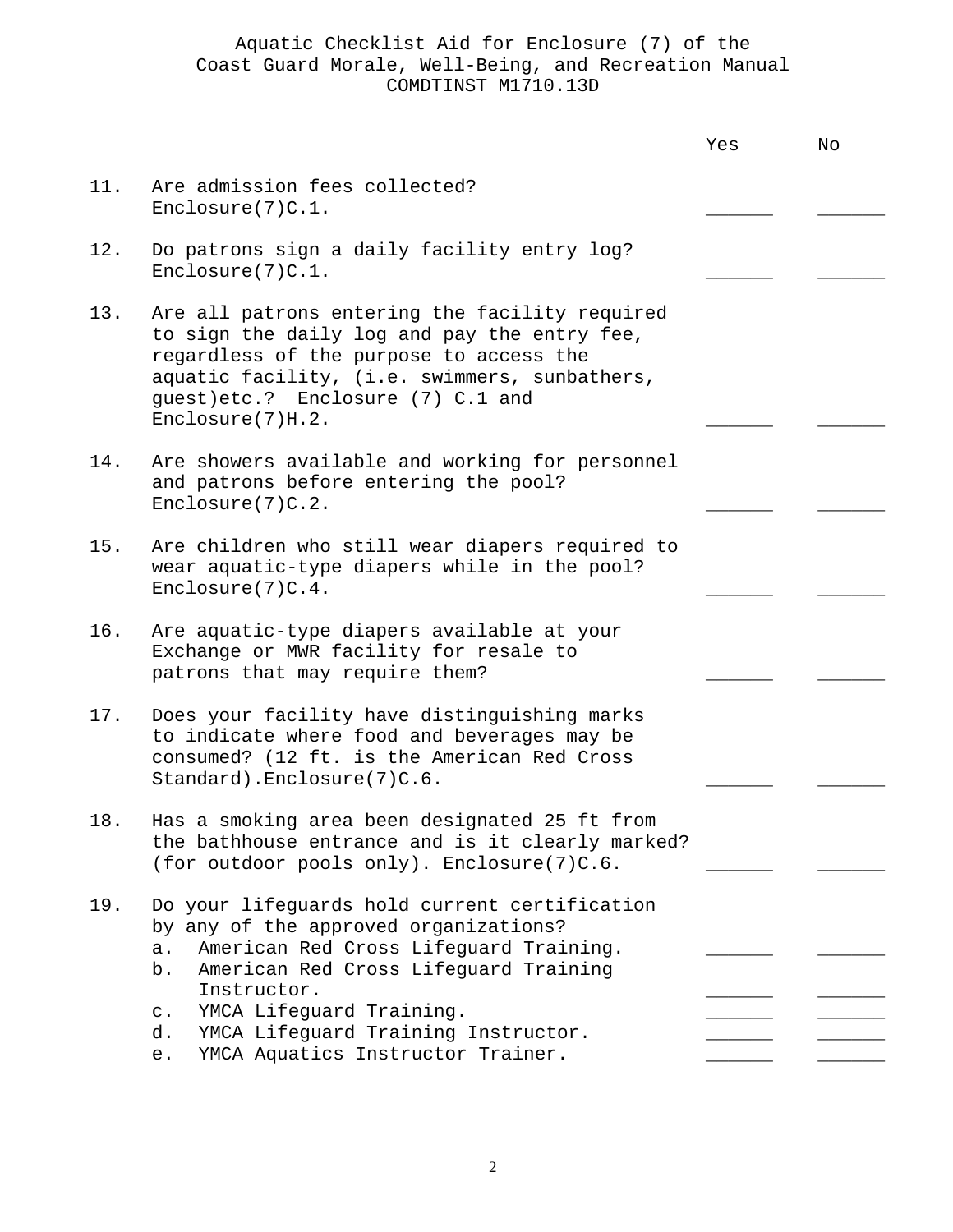Aquatic Checklist Aid for Enclosure (7) of the
Coast Guard Morale, Well-Being, and Recreation Manual
COMDTINST M1710.13D

| | | Yes | No |
|---|---|---|---|
| 11. | Are admission fees collected? Enclosure(7)C.1. | ______ | ______ |
| 12. | Do patrons sign a daily facility entry log? Enclosure(7)C.1. | ______ | ______ |
| 13. | Are all patrons entering the facility required to sign the daily log and pay the entry fee, regardless of the purpose to access the aquatic facility, (i.e. swimmers, sunbathers, guest)etc.? Enclosure (7) C.1 and Enclosure(7)H.2. | ______ | ______ |
| 14. | Are showers available and working for personnel and patrons before entering the pool? Enclosure(7)C.2. | ______ | ______ |
| 15. | Are children who still wear diapers required to wear aquatic-type diapers while in the pool? Enclosure(7)C.4. | ______ | ______ |
| 16. | Are aquatic-type diapers available at your Exchange or MWR facility for resale to patrons that may require them? | ______ | ______ |
| 17. | Does your facility have distinguishing marks to indicate where food and beverages may be consumed? (12 ft. is the American Red Cross Standard).Enclosure(7)C.6. | ______ | ______ |
| 18. | Has a smoking area been designated 25 ft from the bathhouse entrance and is it clearly marked? (for outdoor pools only). Enclosure(7)C.6. | ______ | ______ |
| 19. | Do your lifeguards hold current certification by any of the approved organizations? | | |
| | a. American Red Cross Lifeguard Training. | ______ | ______ |
| | b. American Red Cross Lifeguard Training Instructor. | ______ | ______ |
| | c. YMCA Lifeguard Training. | ______ | ______ |
| | d. YMCA Lifeguard Training Instructor. | ______ | ______ |
| | e. YMCA Aquatics Instructor Trainer. | ______ | ______ |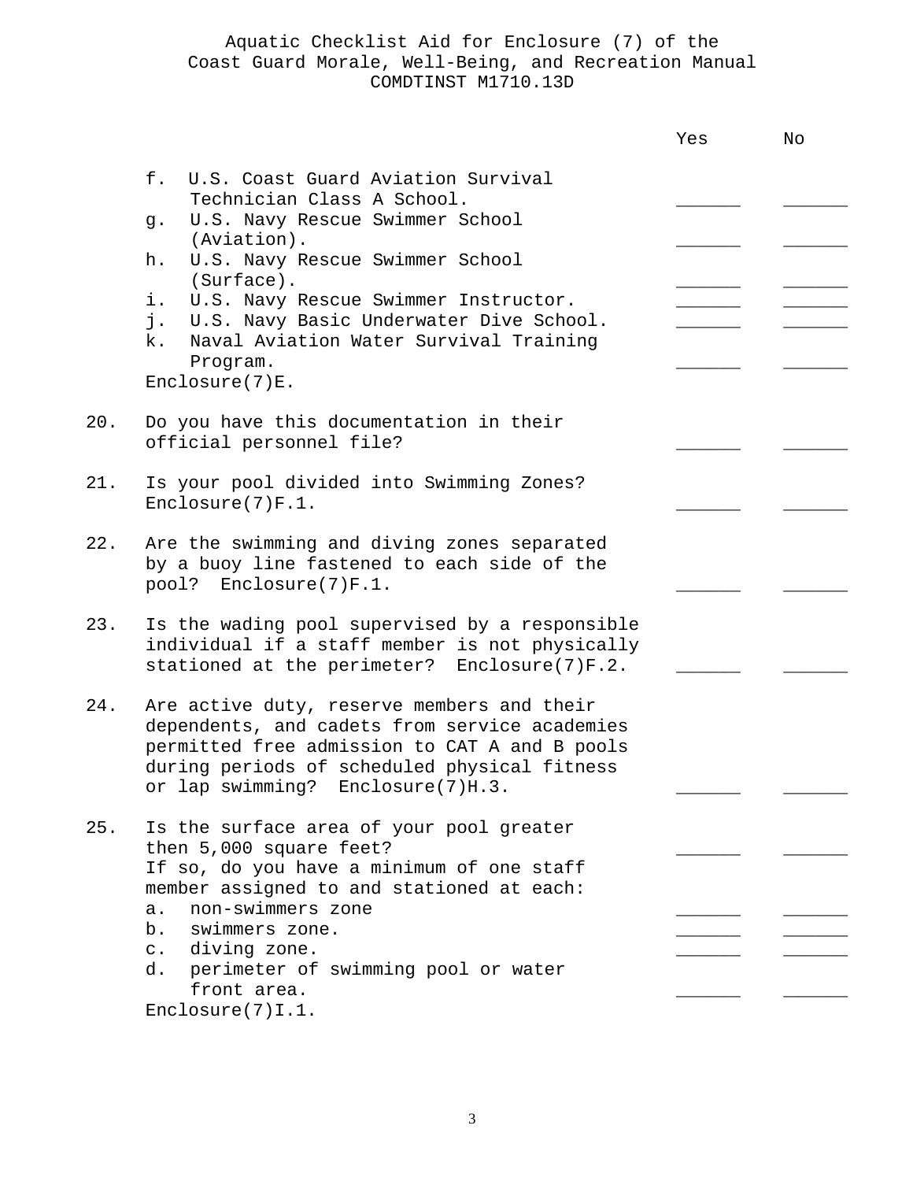Aquatic Checklist Aid for Enclosure (7) of the
Coast Guard Morale, Well-Being, and Recreation Manual
COMDTINST M1710.13D

| | | Yes | No |
|---|---|---|---|
| | f. U.S. Coast Guard Aviation Survival Technician Class A School. | ______ | ______ |
| | g. U.S. Navy Rescue Swimmer School (Aviation). | ______ | ______ |
| | h. U.S. Navy Rescue Swimmer School (Surface). | ______ | ______ |
| | i. U.S. Navy Rescue Swimmer Instructor. | ______ | ______ |
| | j. U.S. Navy Basic Underwater Dive School. | ______ | ______ |
| | k. Naval Aviation Water Survival Training Program. Enclosure(7)E. | ______ | ______ |
| 20. | Do you have this documentation in their official personnel file? | ______ | ______ |
| 21. | Is your pool divided into Swimming Zones? Enclosure(7)F.1. | ______ | ______ |
| 22. | Are the swimming and diving zones separated by a buoy line fastened to each side of the pool? Enclosure(7)F.1. | ______ | ______ |
| 23. | Is the wading pool supervised by a responsible individual if a staff member is not physically stationed at the perimeter? Enclosure(7)F.2. | ______ | ______ |
| 24. | Are active duty, reserve members and their dependents, and cadets from service academies permitted free admission to CAT A and B pools during periods of scheduled physical fitness or lap swimming? Enclosure(7)H.3. | ______ | ______ |
| 25. | Is the surface area of your pool greater then 5,000 square feet? | ______ | ______ |
| | If so, do you have a minimum of one staff member assigned to and stationed at each: | | |
| | a. non-swimmers zone | ______ | ______ |
| | b. swimmers zone. | ______ | ______ |
| | c. diving zone. | ______ | ______ |
| | d. perimeter of swimming pool or water front area. Enclosure(7)I.1. | ______ | ______ |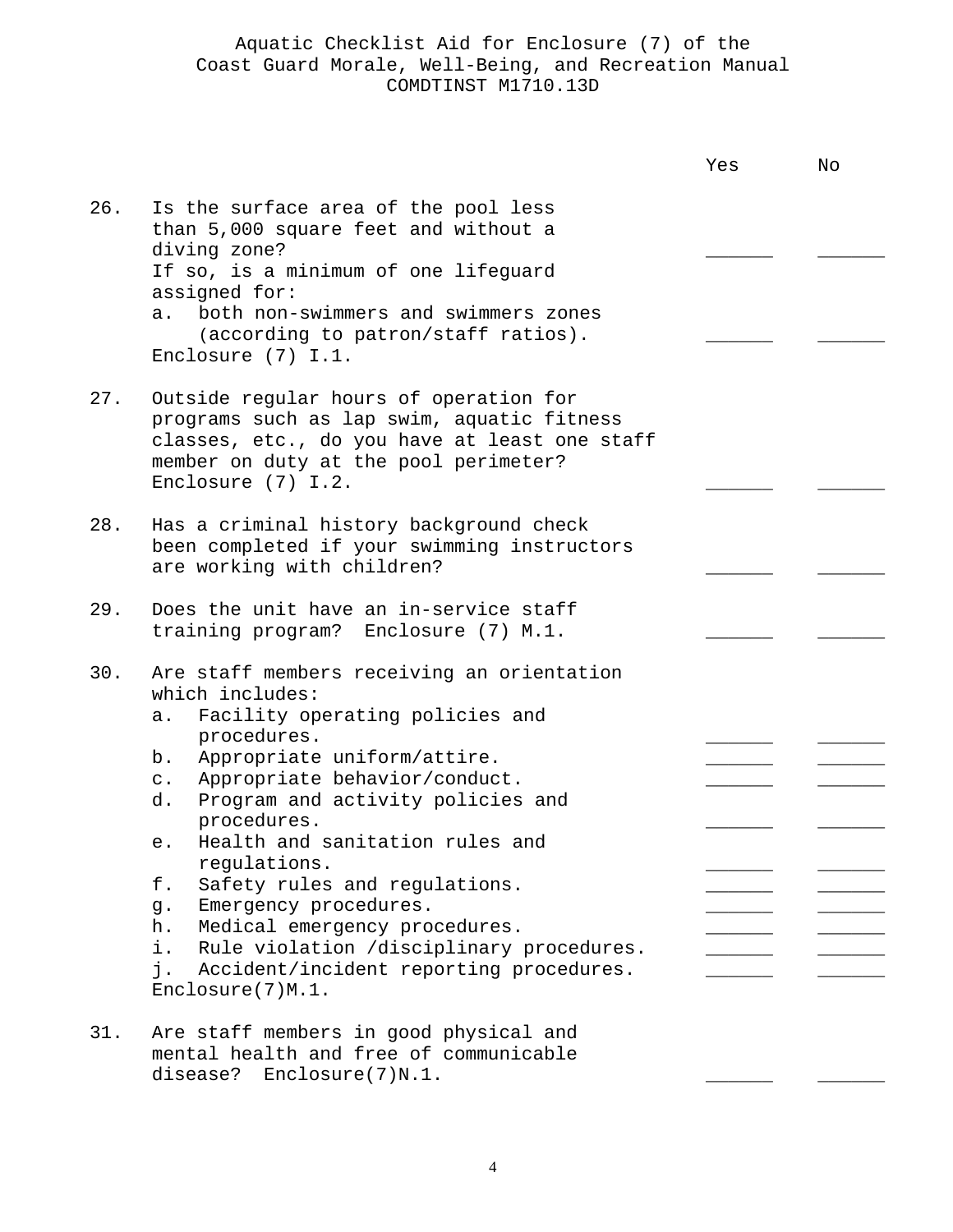Aquatic Checklist Aid for Enclosure (7) of the
Coast Guard Morale, Well-Being, and Recreation Manual
COMDTINST M1710.13D

| | | Yes | No |
|---|---|---|---|
| 26. | Is the surface area of the pool less than 5,000 square feet and without a diving zone? | ______ | ______ |
| | If so, is a minimum of one lifeguard assigned for: | | |
| | a. both non-swimmers and swimmers zones (according to patron/staff ratios). | ______ | ______ |
| | Enclosure (7) I.1. | | |
| 27. | Outside regular hours of operation for programs such as lap swim, aquatic fitness classes, etc., do you have at least one staff member on duty at the pool perimeter? Enclosure (7) I.2. | ______ | ______ |
| 28. | Has a criminal history background check been completed if your swimming instructors are working with children? | ______ | ______ |
| 29. | Does the unit have an in-service staff training program? Enclosure (7) M.1. | ______ | ______ |
| 30. | Are staff members receiving an orientation which includes: | | |
| | a. Facility operating policies and procedures. | ______ | ______ |
| | b. Appropriate uniform/attire. | ______ | ______ |
| | c. Appropriate behavior/conduct. | ______ | ______ |
| | d. Program and activity policies and procedures. | ______ | ______ |
| | e. Health and sanitation rules and regulations. | ______ | ______ |
| | f. Safety rules and regulations. | ______ | ______ |
| | g. Emergency procedures. | ______ | ______ |
| | h. Medical emergency procedures. | ______ | ______ |
| | i. Rule violation /disciplinary procedures. | ______ | ______ |
| | j. Accident/incident reporting procedures. | ______ | ______ |
| | Enclosure(7)M.1. | | |
| 31. | Are staff members in good physical and mental health and free of communicable disease? Enclosure(7)N.1. | ______ | ______ |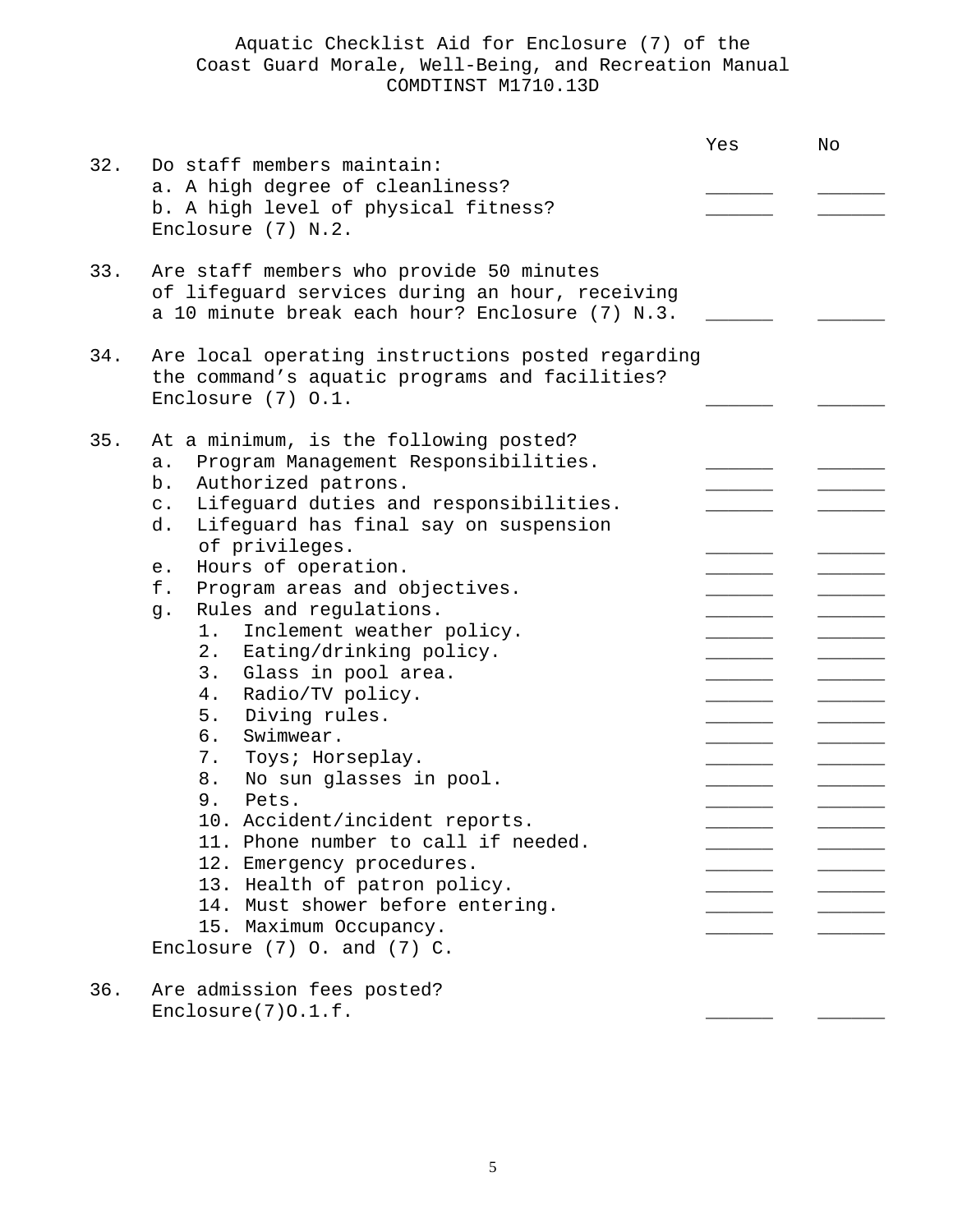Aquatic Checklist Aid for Enclosure (7) of the
Coast Guard Morale, Well-Being, and Recreation Manual
COMDTINST M1710.13D

| | | Yes | No |
|---|---|---|---|
| 32. | Do staff members maintain: | | |
| | a. A high degree of cleanliness? | ______ | ______ |
| | b. A high level of physical fitness? | ______ | ______ |
| | Enclosure (7) N.2. | | |
| 33. | Are staff members who provide 50 minutes of lifeguard services during an hour, receiving a 10 minute break each hour? Enclosure (7) N.3. | ______ | ______ |
| 34. | Are local operating instructions posted regarding the command's aquatic programs and facilities? Enclosure (7) O.1. | ______ | ______ |
| 35. | At a minimum, is the following posted? | | |
| | a. Program Management Responsibilities. | ______ | ______ |
| | b. Authorized patrons. | ______ | ______ |
| | c. Lifeguard duties and responsibilities. | ______ | ______ |
| | d. Lifeguard has final say on suspension of privileges. | ______ | ______ |
| | e. Hours of operation. | ______ | ______ |
| | f. Program areas and objectives. | ______ | ______ |
| | g. Rules and regulations. | ______ | ______ |
| | 1. Inclement weather policy. | ______ | ______ |
| | 2. Eating/drinking policy. | ______ | ______ |
| | 3. Glass in pool area. | ______ | ______ |
| | 4. Radio/TV policy. | ______ | ______ |
| | 5. Diving rules. | ______ | ______ |
| | 6. Swimwear. | ______ | ______ |
| | 7. Toys; Horseplay. | ______ | ______ |
| | 8. No sun glasses in pool. | ______ | ______ |
| | 9. Pets. | ______ | ______ |
| | 10. Accident/incident reports. | ______ | ______ |
| | 11. Phone number to call if needed. | ______ | ______ |
| | 12. Emergency procedures. | ______ | ______ |
| | 13. Health of patron policy. | ______ | ______ |
| | 14. Must shower before entering. | ______ | ______ |
| | 15. Maximum Occupancy. | ______ | ______ |
| | Enclosure (7) O. and (7) C. | | |
| 36. | Are admission fees posted? Enclosure(7)O.1.f. | ______ | ______ |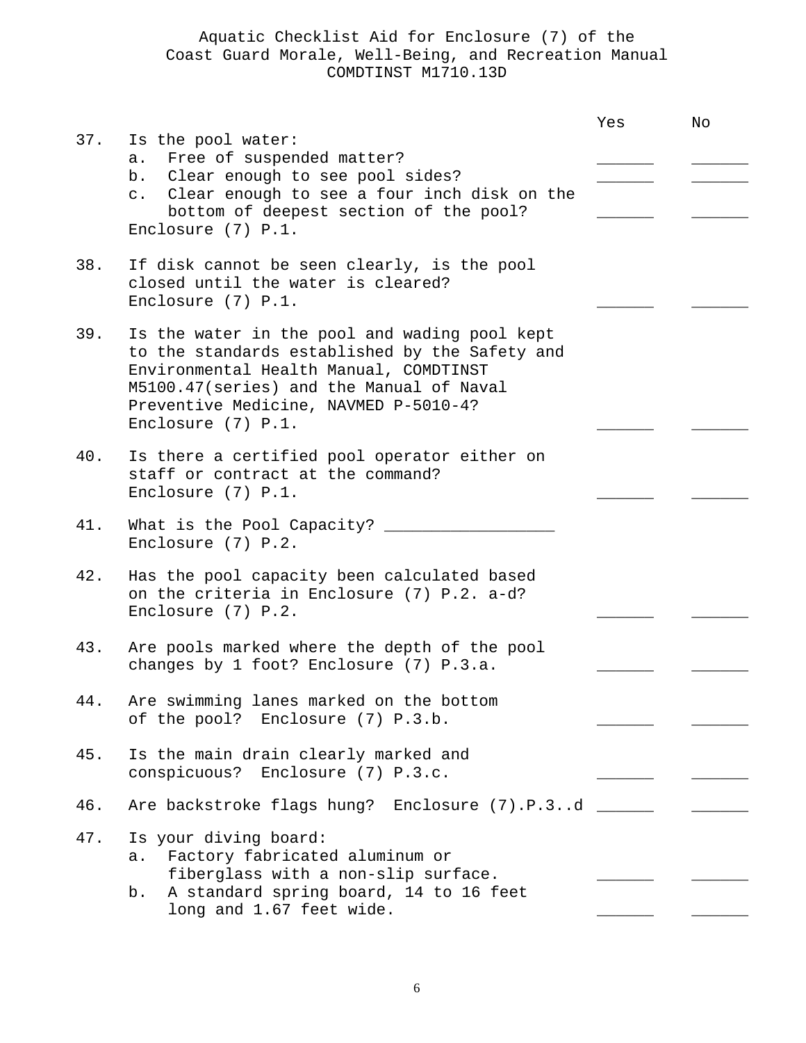Aquatic Checklist Aid for Enclosure (7) of the
Coast Guard Morale, Well-Being, and Recreation Manual
COMDTINST M1710.13D

| | | Yes | No |
|---|---|---|---|
| 37. | Is the pool water: | | |
| | a. Free of suspended matter? | ______ | ______ |
| | b. Clear enough to see pool sides? | ______ | ______ |
| | c. Clear enough to see a four inch disk on the bottom of deepest section of the pool? Enclosure (7) P.1. | ______ | ______ |
| 38. | If disk cannot be seen clearly, is the pool closed until the water is cleared? Enclosure (7) P.1. | ______ | ______ |
| 39. | Is the water in the pool and wading pool kept to the standards established by the Safety and Environmental Health Manual, COMDTINST M5100.47(series) and the Manual of Naval Preventive Medicine, NAVMED P-5010-4? Enclosure (7) P.1. | ______ | ______ |
| 40. | Is there a certified pool operator either on staff or contract at the command? Enclosure (7) P.1. | ______ | ______ |
| 41. | What is the Pool Capacity? __________________ Enclosure (7) P.2. | | |
| 42. | Has the pool capacity been calculated based on the criteria in Enclosure (7) P.2. a-d? Enclosure (7) P.2. | ______ | ______ |
| 43. | Are pools marked where the depth of the pool changes by 1 foot? Enclosure (7) P.3.a. | ______ | ______ |
| 44. | Are swimming lanes marked on the bottom of the pool? Enclosure (7) P.3.b. | ______ | ______ |
| 45. | Is the main drain clearly marked and conspicuous? Enclosure (7) P.3.c. | ______ | ______ |
| 46. | Are backstroke flags hung? Enclosure (7).P.3..d | ______ | ______ |
| 47. | Is your diving board: | | |
| | a. Factory fabricated aluminum or fiberglass with a non-slip surface. | ______ | ______ |
| | b. A standard spring board, 14 to 16 feet long and 1.67 feet wide. | ______ | ______ |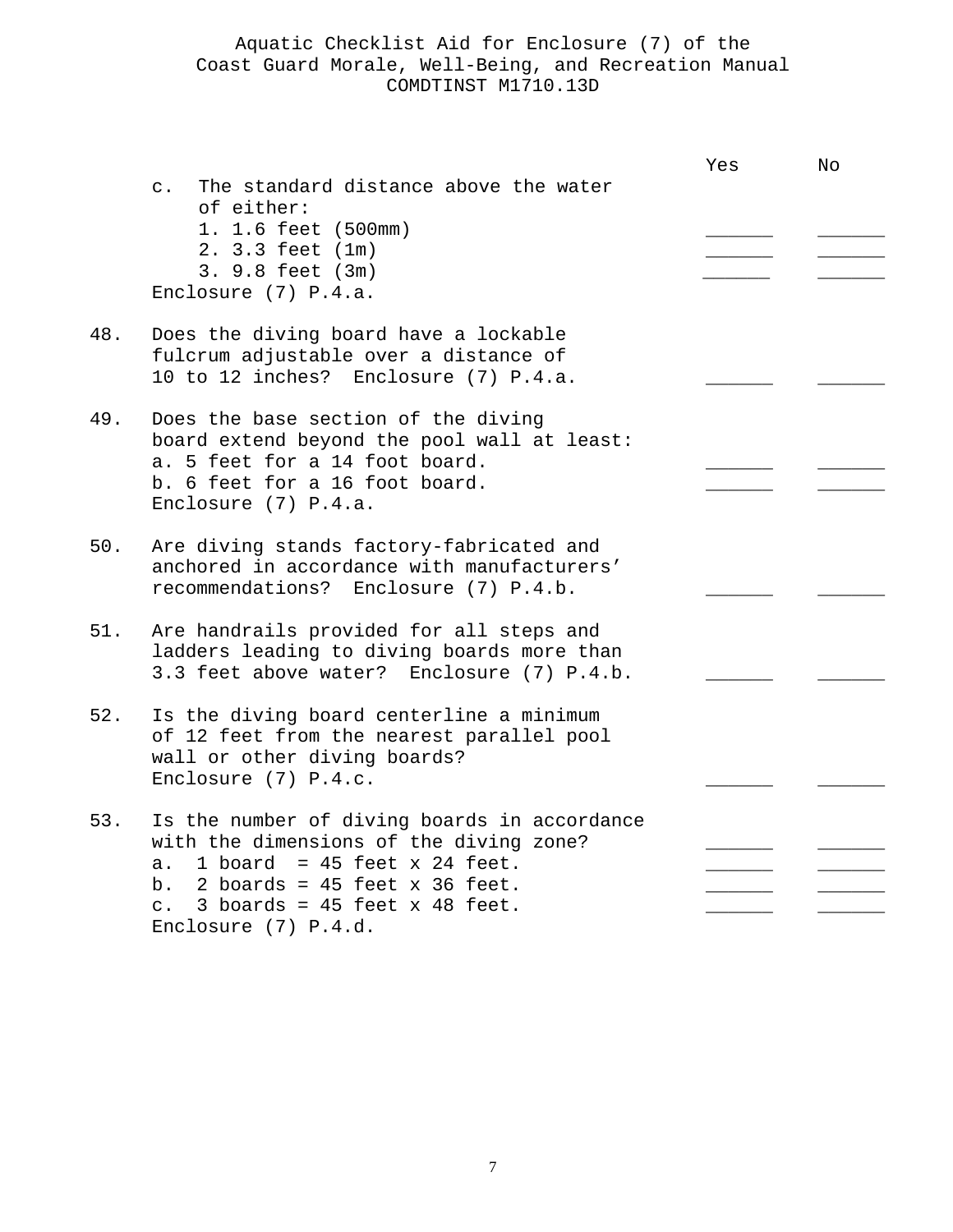Aquatic Checklist Aid for Enclosure (7) of the
Coast Guard Morale, Well-Being, and Recreation Manual
COMDTINST M1710.13D

| | Yes | No |
|---|---|---|
| c. The standard distance above the water of either: | | |
| 1. 1.6 feet (500mm) | ______ | ______ |
| 2. 3.3 feet (1m) | ______ | ______ |
| 3. 9.8 feet (3m) | ______ | ______ |
| Enclosure (7) P.4.a. | | |
| 48. Does the diving board have a lockable fulcrum adjustable over a distance of 10 to 12 inches? Enclosure (7) P.4.a. | ______ | ______ |
| 49. Does the base section of the diving board extend beyond the pool wall at least: | | |
| a. 5 feet for a 14 foot board. | ______ | ______ |
| b. 6 feet for a 16 foot board. | ______ | ______ |
| Enclosure (7) P.4.a. | | |
| 50. Are diving stands factory-fabricated and anchored in accordance with manufacturers' recommendations? Enclosure (7) P.4.b. | ______ | ______ |
| 51. Are handrails provided for all steps and ladders leading to diving boards more than 3.3 feet above water? Enclosure (7) P.4.b. | ______ | ______ |
| 52. Is the diving board centerline a minimum of 12 feet from the nearest parallel pool wall or other diving boards? Enclosure (7) P.4.c. | ______ | ______ |
| 53. Is the number of diving boards in accordance with the dimensions of the diving zone? | ______ | ______ |
| a. 1 board = 45 feet x 24 feet. | ______ | ______ |
| b. 2 boards = 45 feet x 36 feet. | ______ | ______ |
| c. 3 boards = 45 feet x 48 feet. | ______ | ______ |
| Enclosure (7) P.4.d. | | |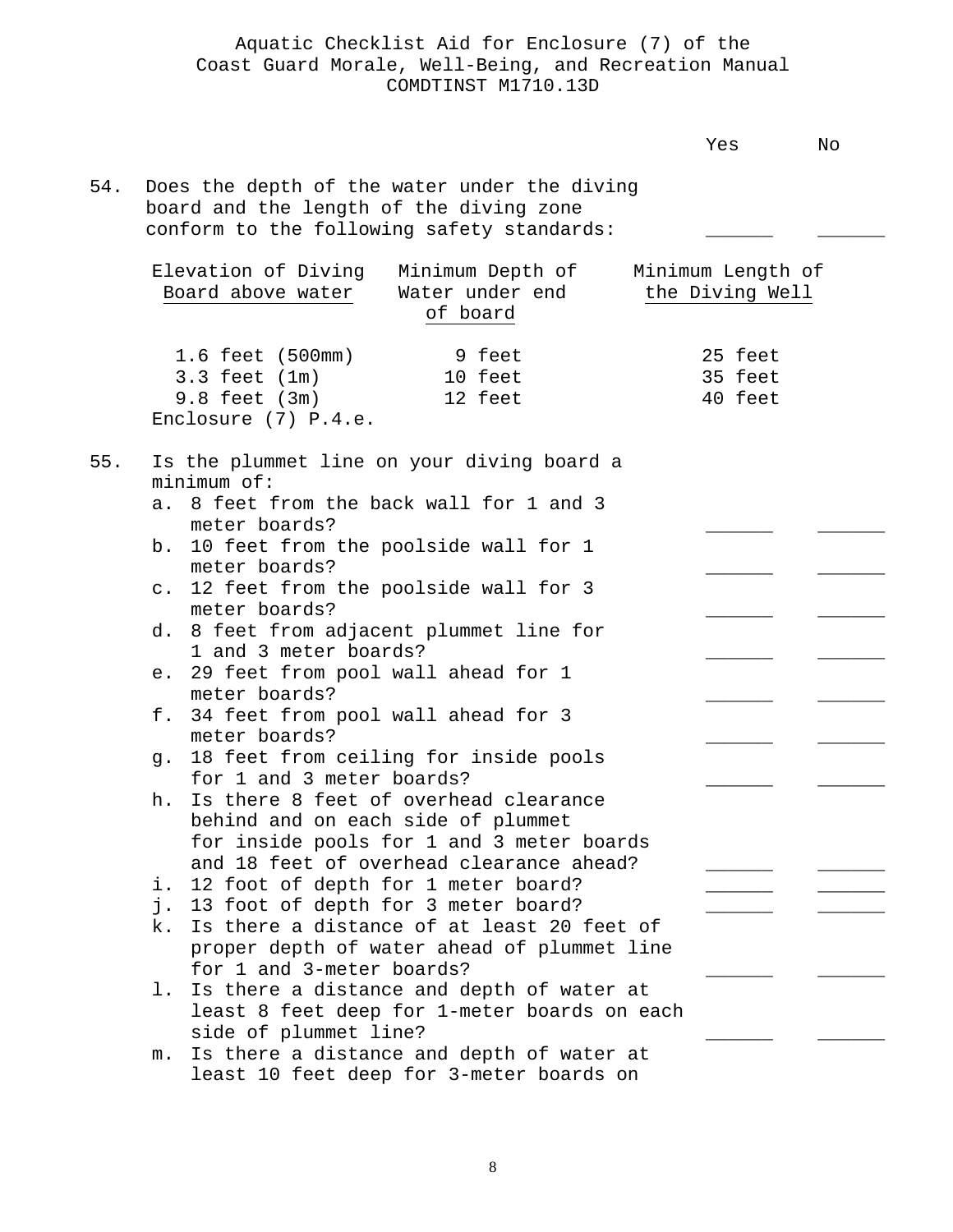Aquatic Checklist Aid for Enclosure (7) of the
Coast Guard Morale, Well-Being, and Recreation Manual
COMDTINST M1710.13D

| | Yes | No |
|---|---|---|
| 54. Does the depth of the water under the diving board and the length of the diving zone conform to the following safety standards: | ______ | ______ |

| Elevation of Diving Board above water | Minimum Depth of Water under end of board | Minimum Length of the Diving Well |
|---|---|---|
| 1.6 feet (500mm) | 9 feet | 25 feet |
| 3.3 feet (1m) | 10 feet | 35 feet |
| 9.8 feet (3m) | 12 feet | 40 feet |

Enclosure (7) P.4.e.

55. Is the plummet line on your diving board a minimum of:

| | Yes | No |
|---|---|---|
| a. 8 feet from the back wall for 1 and 3 meter boards? | ______ | ______ |
| b. 10 feet from the poolside wall for 1 meter boards? | ______ | ______ |
| c. 12 feet from the poolside wall for 3 meter boards? | ______ | ______ |
| d. 8 feet from adjacent plummet line for 1 and 3 meter boards? | ______ | ______ |
| e. 29 feet from pool wall ahead for 1 meter boards? | ______ | ______ |
| f. 34 feet from pool wall ahead for 3 meter boards? | ______ | ______ |
| g. 18 feet from ceiling for inside pools for 1 and 3 meter boards? | ______ | ______ |
| h. Is there 8 feet of overhead clearance behind and on each side of plummet for inside pools for 1 and 3 meter boards and 18 feet of overhead clearance ahead? | ______ | ______ |
| i. 12 foot of depth for 1 meter board? | ______ | ______ |
| j. 13 foot of depth for 3 meter board? | ______ | ______ |
| k. Is there a distance of at least 20 feet of proper depth of water ahead of plummet line for 1 and 3-meter boards? | ______ | ______ |
| l. Is there a distance and depth of water at least 8 feet deep for 1-meter boards on each side of plummet line? | ______ | ______ |

m. Is there a distance and depth of water at least 10 feet deep for 3-meter boards on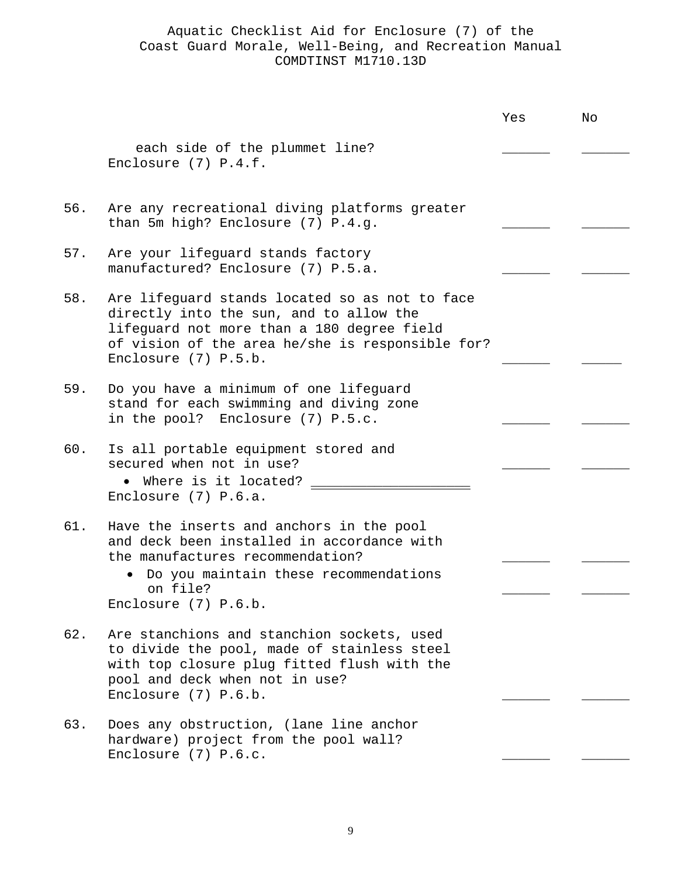Aquatic Checklist Aid for Enclosure (7) of the Coast Guard Morale, Well-Being, and Recreation Manual COMDTINST M1710.13D

| | | Yes | No |
|---|---|---|---|
| | each side of the plummet line? Enclosure (7) P.4.f. | ______ | ______ |
| 56. | Are any recreational diving platforms greater than 5m high? Enclosure (7) P.4.g. | ______ | ______ |
| 57. | Are your lifeguard stands factory manufactured? Enclosure (7) P.5.a. | ______ | ______ |
| 58. | Are lifeguard stands located so as not to face directly into the sun, and to allow the lifeguard not more than a 180 degree field of vision of the area he/she is responsible for? Enclosure (7) P.5.b. | ______ | _____ |
| 59. | Do you have a minimum of one lifeguard stand for each swimming and diving zone in the pool? Enclosure (7) P.5.c. | ______ | ______ |
| 60. | Is all portable equipment stored and secured when not in use? | ______ | ______ |
| | • Where is it located? ____________________ Enclosure (7) P.6.a. | | |
| 61. | Have the inserts and anchors in the pool and deck been installed in accordance with the manufactures recommendation? | ______ | ______ |
| | • Do you maintain these recommendations on file? Enclosure (7) P.6.b. | ______ | ______ |
| 62. | Are stanchions and stanchion sockets, used to divide the pool, made of stainless steel with top closure plug fitted flush with the pool and deck when not in use? Enclosure (7) P.6.b. | ______ | ______ |
| 63. | Does any obstruction, (lane line anchor hardware) project from the pool wall? Enclosure (7) P.6.c. | ______ | ______ |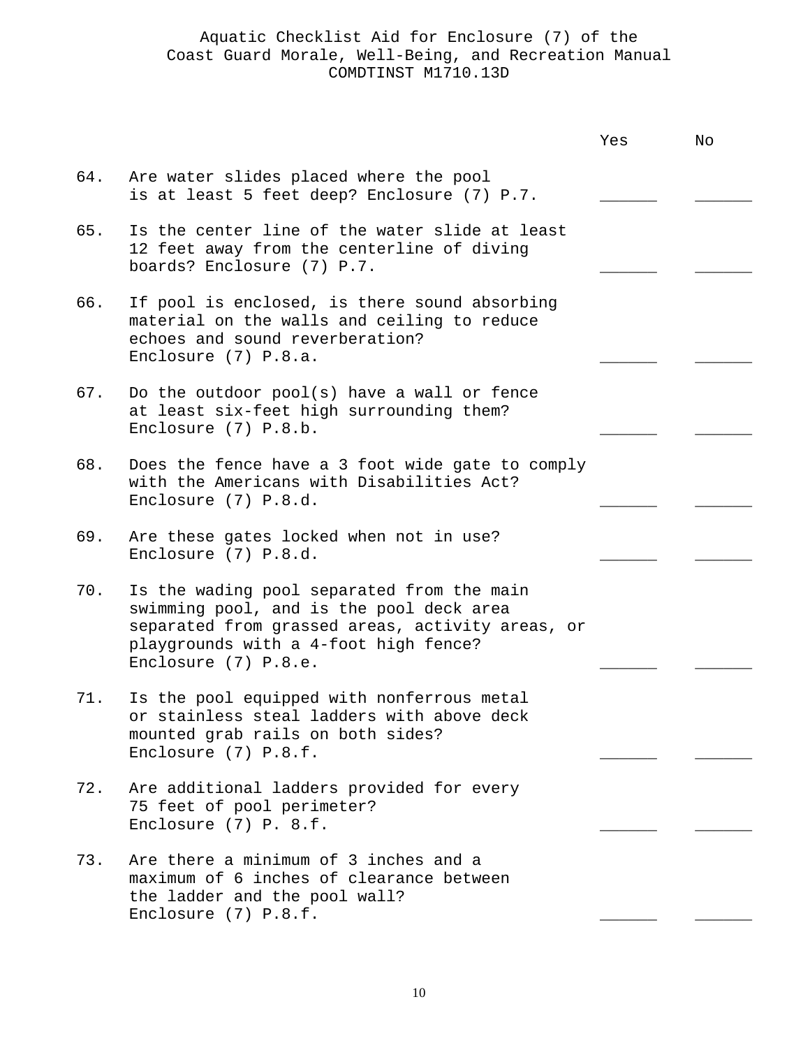Aquatic Checklist Aid for Enclosure (7) of the
Coast Guard Morale, Well-Being, and Recreation Manual
COMDTINST M1710.13D

| | | Yes | No |
|---|---|---|---|
| 64. | Are water slides placed where the pool is at least 5 feet deep? Enclosure (7) P.7. | ______ | ______ |
| 65. | Is the center line of the water slide at least 12 feet away from the centerline of diving boards? Enclosure (7) P.7. | ______ | ______ |
| 66. | If pool is enclosed, is there sound absorbing material on the walls and ceiling to reduce echoes and sound reverberation? Enclosure (7) P.8.a. | ______ | ______ |
| 67. | Do the outdoor pool(s) have a wall or fence at least six-feet high surrounding them? Enclosure (7) P.8.b. | ______ | ______ |
| 68. | Does the fence have a 3 foot wide gate to comply with the Americans with Disabilities Act? Enclosure (7) P.8.d. | ______ | ______ |
| 69. | Are these gates locked when not in use? Enclosure (7) P.8.d. | ______ | ______ |
| 70. | Is the wading pool separated from the main swimming pool, and is the pool deck area separated from grassed areas, activity areas, or playgrounds with a 4-foot high fence? Enclosure (7) P.8.e. | ______ | ______ |
| 71. | Is the pool equipped with nonferrous metal or stainless steal ladders with above deck mounted grab rails on both sides? Enclosure (7) P.8.f. | ______ | ______ |
| 72. | Are additional ladders provided for every 75 feet of pool perimeter? Enclosure (7) P. 8.f. | ______ | ______ |
| 73. | Are there a minimum of 3 inches and a maximum of 6 inches of clearance between the ladder and the pool wall? Enclosure (7) P.8.f. | ______ | ______ |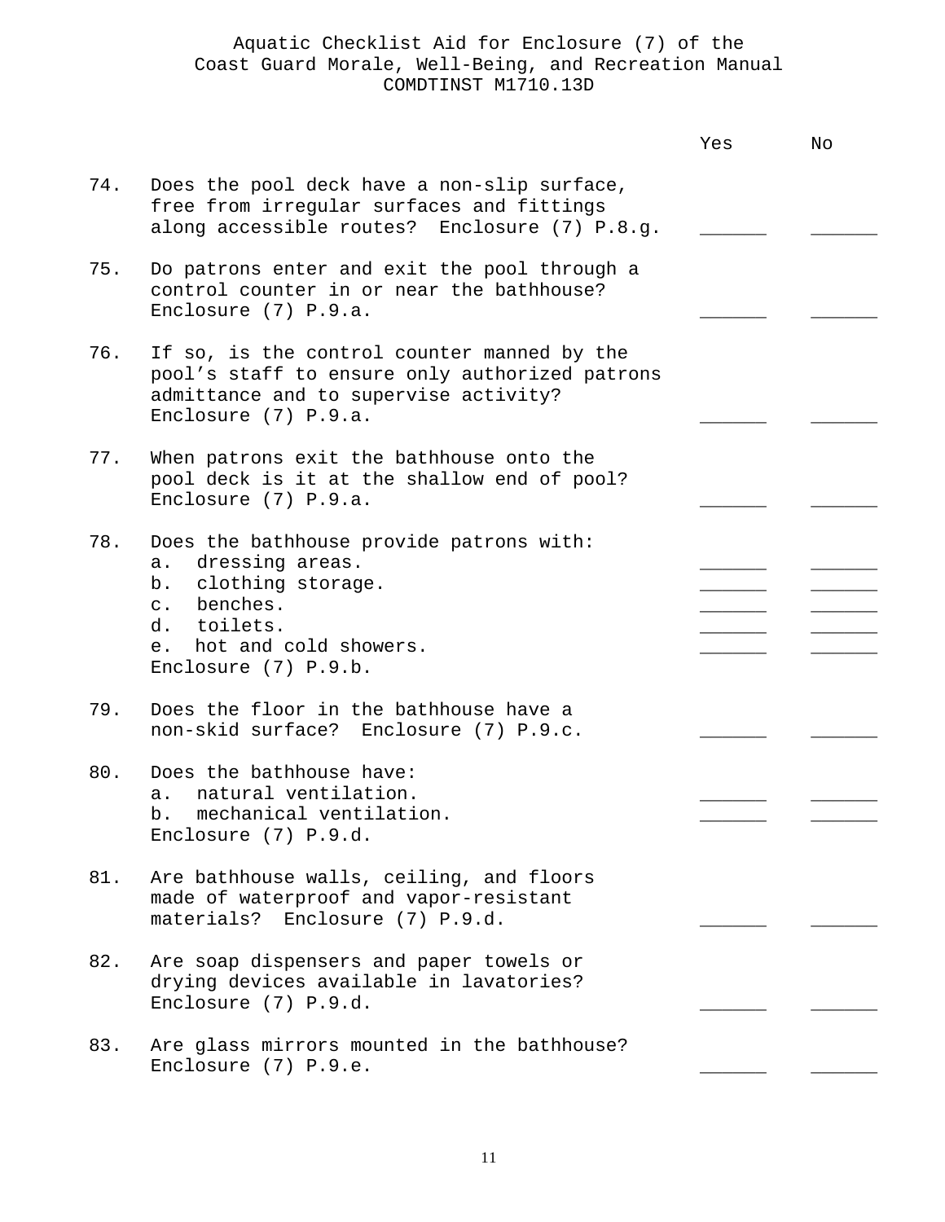Aquatic Checklist Aid for Enclosure (7) of the Coast Guard Morale, Well-Being, and Recreation Manual COMDTINST M1710.13D

| | | Yes | No |
|---|---|---|---|
| 74. | Does the pool deck have a non-slip surface, free from irregular surfaces and fittings along accessible routes? Enclosure (7) P.8.g. | ______ | ______ |
| 75. | Do patrons enter and exit the pool through a control counter in or near the bathhouse? Enclosure (7) P.9.a. | ______ | ______ |
| 76. | If so, is the control counter manned by the pool's staff to ensure only authorized patrons admittance and to supervise activity? Enclosure (7) P.9.a. | ______ | ______ |
| 77. | When patrons exit the bathhouse onto the pool deck is it at the shallow end of pool? Enclosure (7) P.9.a. | ______ | ______ |
| 78. | Does the bathhouse provide patrons with: | | |
| | a. dressing areas. | ______ | ______ |
| | b. clothing storage. | ______ | ______ |
| | c. benches. | ______ | ______ |
| | d. toilets. | ______ | ______ |
| | e. hot and cold showers. | ______ | ______ |
| | Enclosure (7) P.9.b. | | |
| 79. | Does the floor in the bathhouse have a non-skid surface? Enclosure (7) P.9.c. | ______ | ______ |
| 80. | Does the bathhouse have: | | |
| | a. natural ventilation. | ______ | ______ |
| | b. mechanical ventilation. | ______ | ______ |
| | Enclosure (7) P.9.d. | | |
| 81. | Are bathhouse walls, ceiling, and floors made of waterproof and vapor-resistant materials? Enclosure (7) P.9.d. | ______ | ______ |
| 82. | Are soap dispensers and paper towels or drying devices available in lavatories? Enclosure (7) P.9.d. | ______ | ______ |
| 83. | Are glass mirrors mounted in the bathhouse? Enclosure (7) P.9.e. | ______ | ______ |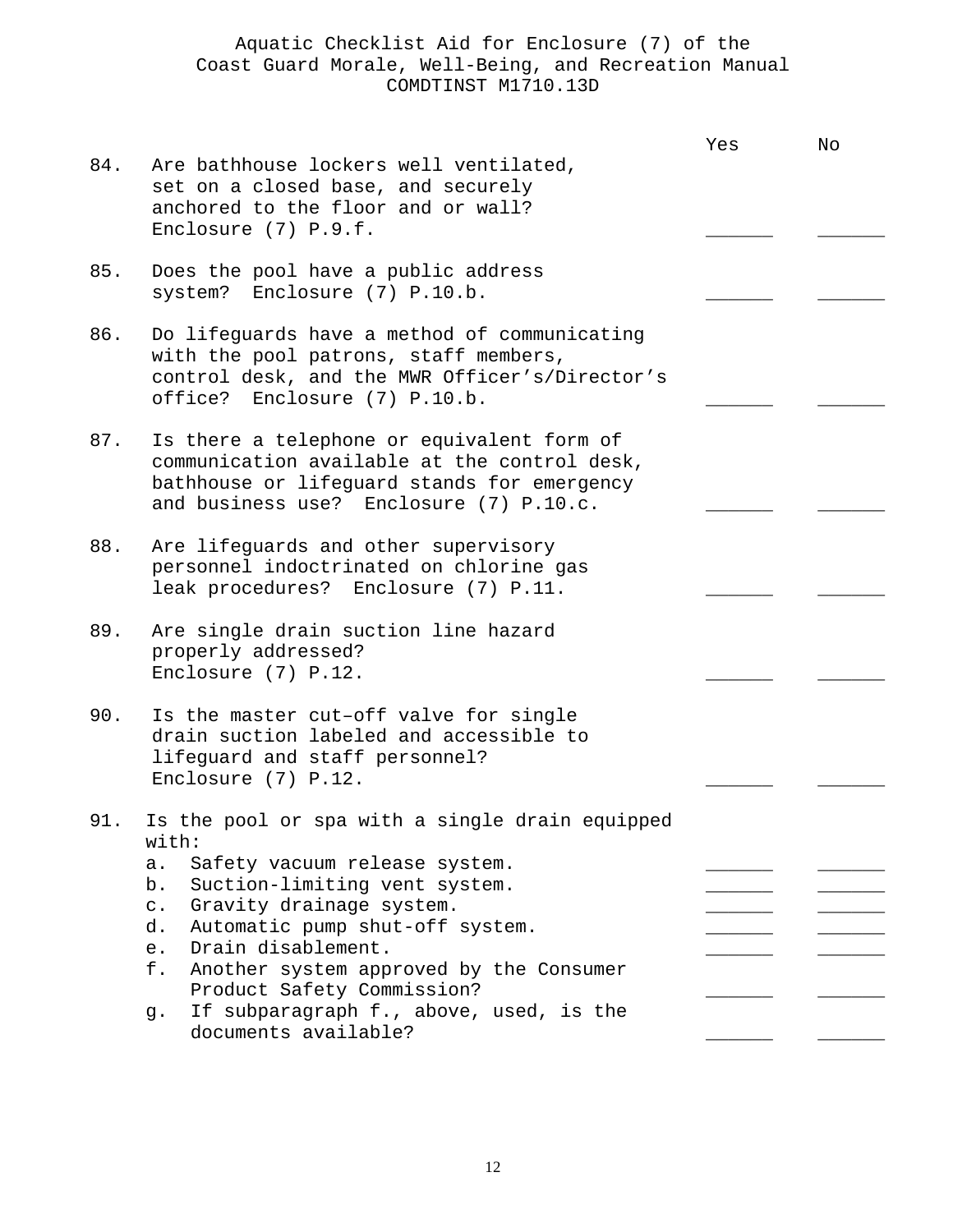Aquatic Checklist Aid for Enclosure (7) of the
Coast Guard Morale, Well-Being, and Recreation Manual
COMDTINST M1710.13D

| | | Yes | No |
|---|---|---|---|
| 84. | Are bathhouse lockers well ventilated, set on a closed base, and securely anchored to the floor and or wall? Enclosure (7) P.9.f. | ______ | ______ |
| 85. | Does the pool have a public address system? Enclosure (7) P.10.b. | ______ | ______ |
| 86. | Do lifeguards have a method of communicating with the pool patrons, staff members, control desk, and the MWR Officer's/Director's office? Enclosure (7) P.10.b. | ______ | ______ |
| 87. | Is there a telephone or equivalent form of communication available at the control desk, bathhouse or lifeguard stands for emergency and business use? Enclosure (7) P.10.c. | ______ | ______ |
| 88. | Are lifeguards and other supervisory personnel indoctrinated on chlorine gas leak procedures? Enclosure (7) P.11. | ______ | ______ |
| 89. | Are single drain suction line hazard properly addressed? Enclosure (7) P.12. | ______ | ______ |
| 90. | Is the master cut–off valve for single drain suction labeled and accessible to lifeguard and staff personnel? Enclosure (7) P.12. | ______ | ______ |
| 91. | Is the pool or spa with a single drain equipped with: | | |
| | a. Safety vacuum release system. | ______ | ______ |
| | b. Suction-limiting vent system. | ______ | ______ |
| | c. Gravity drainage system. | ______ | ______ |
| | d. Automatic pump shut-off system. | ______ | ______ |
| | e. Drain disablement. | ______ | ______ |
| | f. Another system approved by the Consumer Product Safety Commission? | ______ | ______ |
| | g. If subparagraph f., above, used, is the documents available? | ______ | ______ |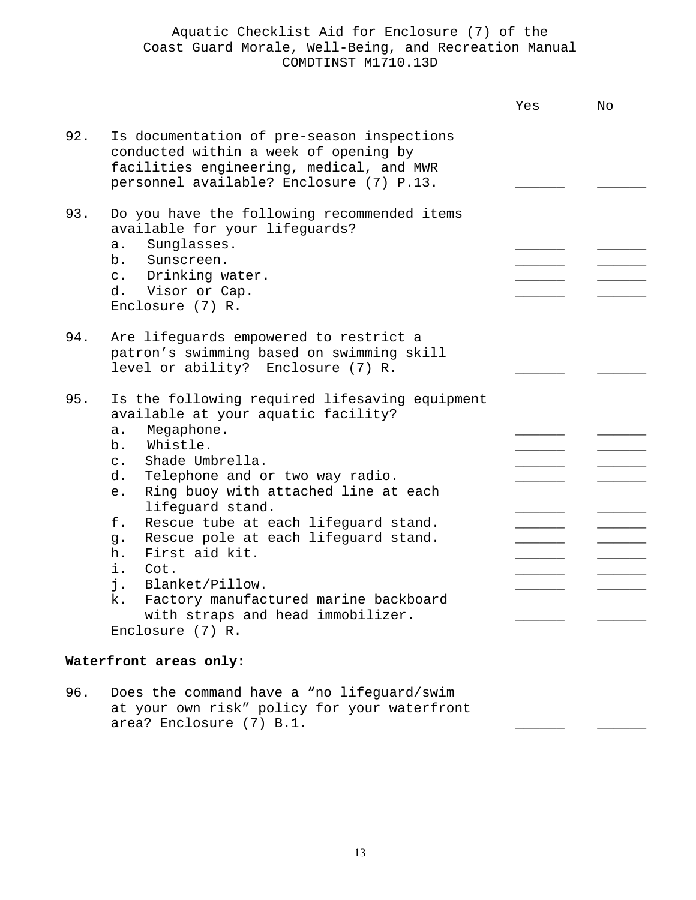Aquatic Checklist Aid for Enclosure (7) of the
Coast Guard Morale, Well-Being, and Recreation Manual
COMDTINST M1710.13D

| | | Yes | No |
|---|---|---|---|
| 92. | Is documentation of pre-season inspections conducted within a week of opening by facilities engineering, medical, and MWR personnel available? Enclosure (7) P.13. | ______ | ______ |
| 93. | Do you have the following recommended items available for your lifeguards? | | |
| | a. Sunglasses. | ______ | ______ |
| | b. Sunscreen. | ______ | ______ |
| | c. Drinking water. | ______ | ______ |
| | d. Visor or Cap. | ______ | ______ |
| | Enclosure (7) R. | | |
| 94. | Are lifeguards empowered to restrict a patron's swimming based on swimming skill level or ability? Enclosure (7) R. | ______ | ______ |
| 95. | Is the following required lifesaving equipment available at your aquatic facility? | | |
| | a. Megaphone. | ______ | ______ |
| | b. Whistle. | ______ | ______ |
| | c. Shade Umbrella. | ______ | ______ |
| | d. Telephone and or two way radio. | ______ | ______ |
| | e. Ring buoy with attached line at each lifeguard stand. | ______ | ______ |
| | f. Rescue tube at each lifeguard stand. | ______ | ______ |
| | g. Rescue pole at each lifeguard stand. | ______ | ______ |
| | h. First aid kit. | ______ | ______ |
| | i. Cot. | ______ | ______ |
| | j. Blanket/Pillow. | ______ | ______ |
| | k. Factory manufactured marine backboard with straps and head immobilizer. | ______ | ______ |
| | Enclosure (7) R. | | |

**Waterfront areas only:**

| | | Yes | No |
|---|---|---|---|
| 96. | Does the command have a "no lifeguard/swim at your own risk" policy for your waterfront area? Enclosure (7) B.1. | ______ | ______ |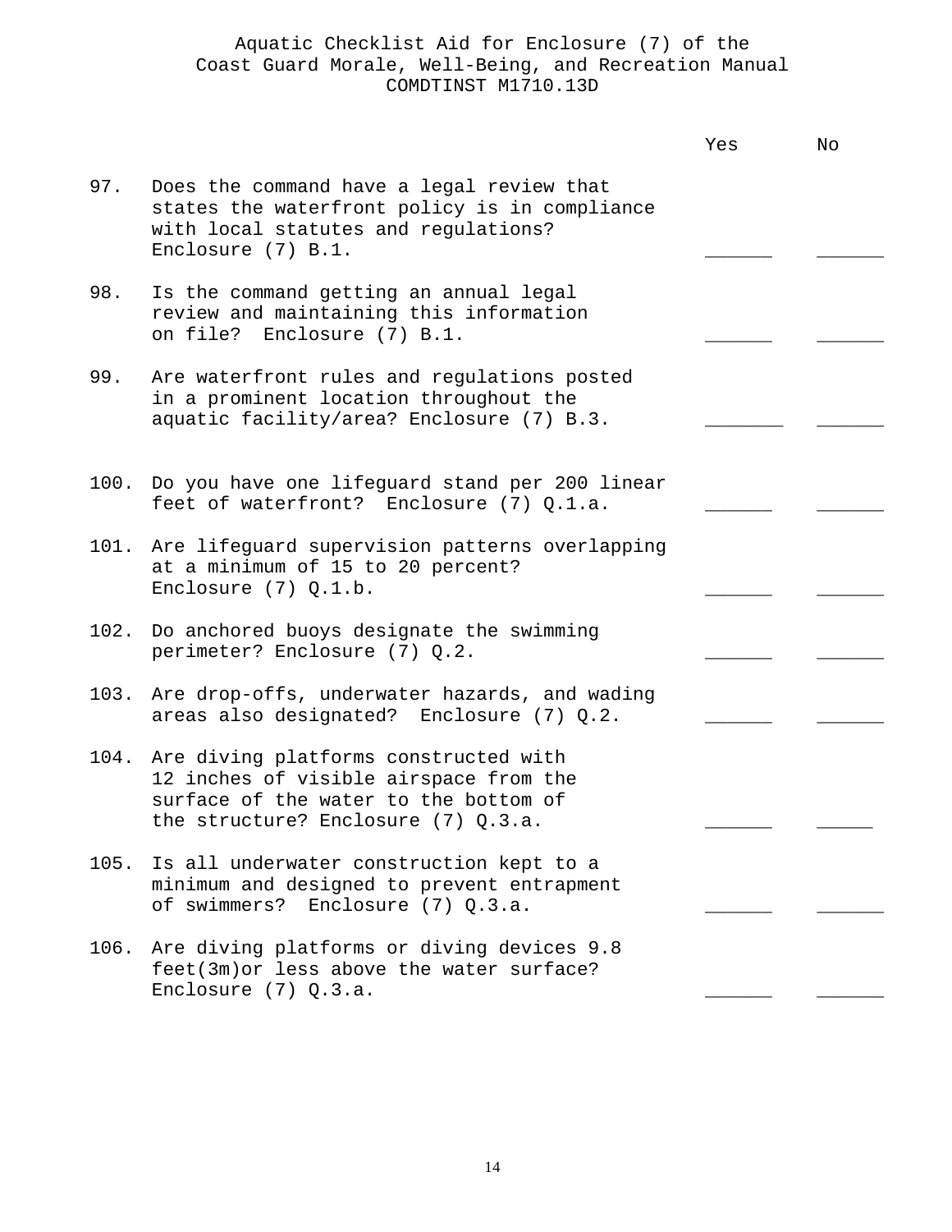Aquatic Checklist Aid for Enclosure (7) of the
Coast Guard Morale, Well-Being, and Recreation Manual
COMDTINST M1710.13D

| | | Yes | No |
|---|---|---|---|
| 97. | Does the command have a legal review that states the waterfront policy is in compliance with local statutes and regulations? Enclosure (7) B.1. | ______ | ______ |
| 98. | Is the command getting an annual legal review and maintaining this information on file? Enclosure (7) B.1. | ______ | ______ |
| 99. | Are waterfront rules and regulations posted in a prominent location throughout the aquatic facility/area? Enclosure (7) B.3. | _______ | ______ |
| 100. | Do you have one lifeguard stand per 200 linear feet of waterfront? Enclosure (7) Q.1.a. | ______ | ______ |
| 101. | Are lifeguard supervision patterns overlapping at a minimum of 15 to 20 percent? Enclosure (7) Q.1.b. | ______ | ______ |
| 102. | Do anchored buoys designate the swimming perimeter? Enclosure (7) Q.2. | ______ | ______ |
| 103. | Are drop-offs, underwater hazards, and wading areas also designated? Enclosure (7) Q.2. | ______ | ______ |
| 104. | Are diving platforms constructed with 12 inches of visible airspace from the surface of the water to the bottom of the structure? Enclosure (7) Q.3.a. | ______ | _____ |
| 105. | Is all underwater construction kept to a minimum and designed to prevent entrapment of swimmers? Enclosure (7) Q.3.a. | ______ | ______ |
| 106. | Are diving platforms or diving devices 9.8 feet(3m)or less above the water surface? Enclosure (7) Q.3.a. | ______ | ______ |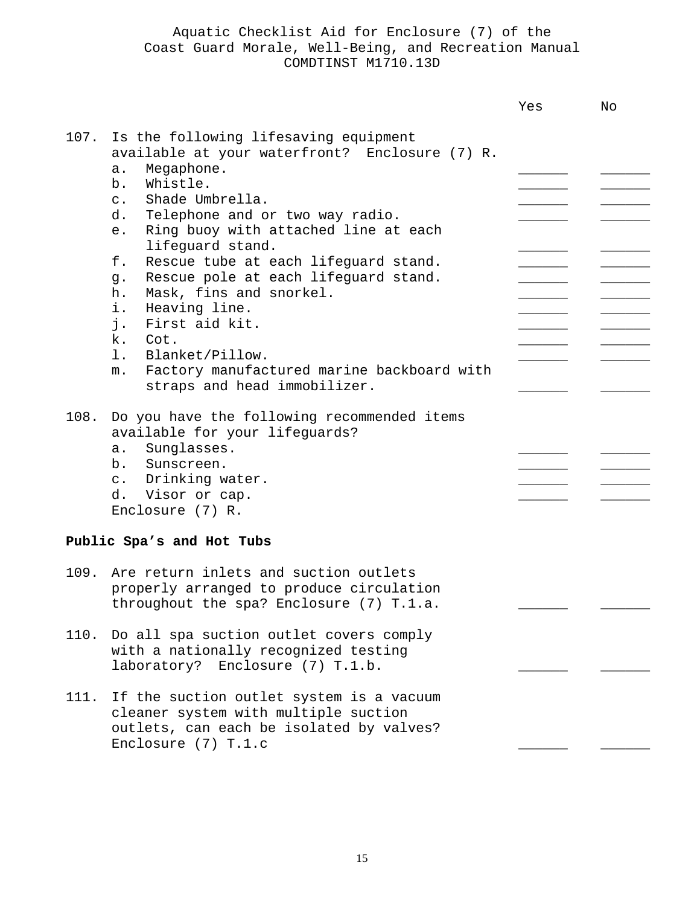Aquatic Checklist Aid for Enclosure (7) of the
Coast Guard Morale, Well-Being, and Recreation Manual
COMDTINST M1710.13D

| | Yes | No |
|---|---|---|
| 107. Is the following lifesaving equipment available at your waterfront? Enclosure (7) R. | | |
| a. Megaphone. | ______ | ______ |
| b. Whistle. | ______ | ______ |
| c. Shade Umbrella. | ______ | ______ |
| d. Telephone and or two way radio. | ______ | ______ |
| e. Ring buoy with attached line at each lifeguard stand. | ______ | ______ |
| f. Rescue tube at each lifeguard stand. | ______ | ______ |
| g. Rescue pole at each lifeguard stand. | ______ | ______ |
| h. Mask, fins and snorkel. | ______ | ______ |
| i. Heaving line. | ______ | ______ |
| j. First aid kit. | ______ | ______ |
| k. Cot. | ______ | ______ |
| l. Blanket/Pillow. | ______ | ______ |
| m. Factory manufactured marine backboard with straps and head immobilizer. | ______ | ______ |
| 108. Do you have the following recommended items available for your lifeguards? | | |
| a. Sunglasses. | ______ | ______ |
| b. Sunscreen. | ______ | ______ |
| c. Drinking water. | ______ | ______ |
| d. Visor or cap. | ______ | ______ |
| Enclosure (7) R. | | |

**Public Spa's and Hot Tubs**

| | Yes | No |
|---|---|---|
| 109. Are return inlets and suction outlets properly arranged to produce circulation throughout the spa? Enclosure (7) T.1.a. | ______ | ______ |
| 110. Do all spa suction outlet covers comply with a nationally recognized testing laboratory? Enclosure (7) T.1.b. | ______ | ______ |
| 111. If the suction outlet system is a vacuum cleaner system with multiple suction outlets, can each be isolated by valves? Enclosure (7) T.1.c | ______ | ______ |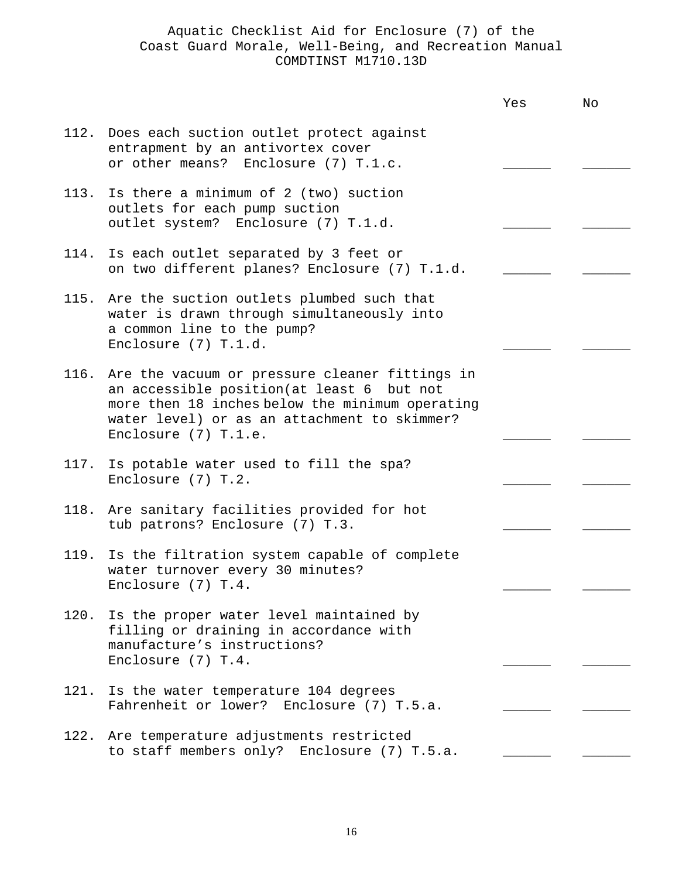Aquatic Checklist Aid for Enclosure (7) of the
Coast Guard Morale, Well-Being, and Recreation Manual
COMDTINST M1710.13D

| | | Yes | No |
|---|---|---|---|
| 112. | Does each suction outlet protect against entrapment by an antivortex cover or other means? Enclosure (7) T.1.c. | ______ | ______ |
| 113. | Is there a minimum of 2 (two) suction outlets for each pump suction outlet system? Enclosure (7) T.1.d. | ______ | ______ |
| 114. | Is each outlet separated by 3 feet or on two different planes? Enclosure (7) T.1.d. | ______ | ______ |
| 115. | Are the suction outlets plumbed such that water is drawn through simultaneously into a common line to the pump? Enclosure (7) T.1.d. | ______ | ______ |
| 116. | Are the vacuum or pressure cleaner fittings in an accessible position(at least 6 but not more then 18 inches below the minimum operating water level) or as an attachment to skimmer? Enclosure (7) T.1.e. | ______ | ______ |
| 117. | Is potable water used to fill the spa? Enclosure (7) T.2. | ______ | ______ |
| 118. | Are sanitary facilities provided for hot tub patrons? Enclosure (7) T.3. | ______ | ______ |
| 119. | Is the filtration system capable of complete water turnover every 30 minutes? Enclosure (7) T.4. | ______ | ______ |
| 120. | Is the proper water level maintained by filling or draining in accordance with manufacture's instructions? Enclosure (7) T.4. | ______ | ______ |
| 121. | Is the water temperature 104 degrees Fahrenheit or lower? Enclosure (7) T.5.a. | ______ | ______ |
| 122. | Are temperature adjustments restricted to staff members only? Enclosure (7) T.5.a. | ______ | ______ |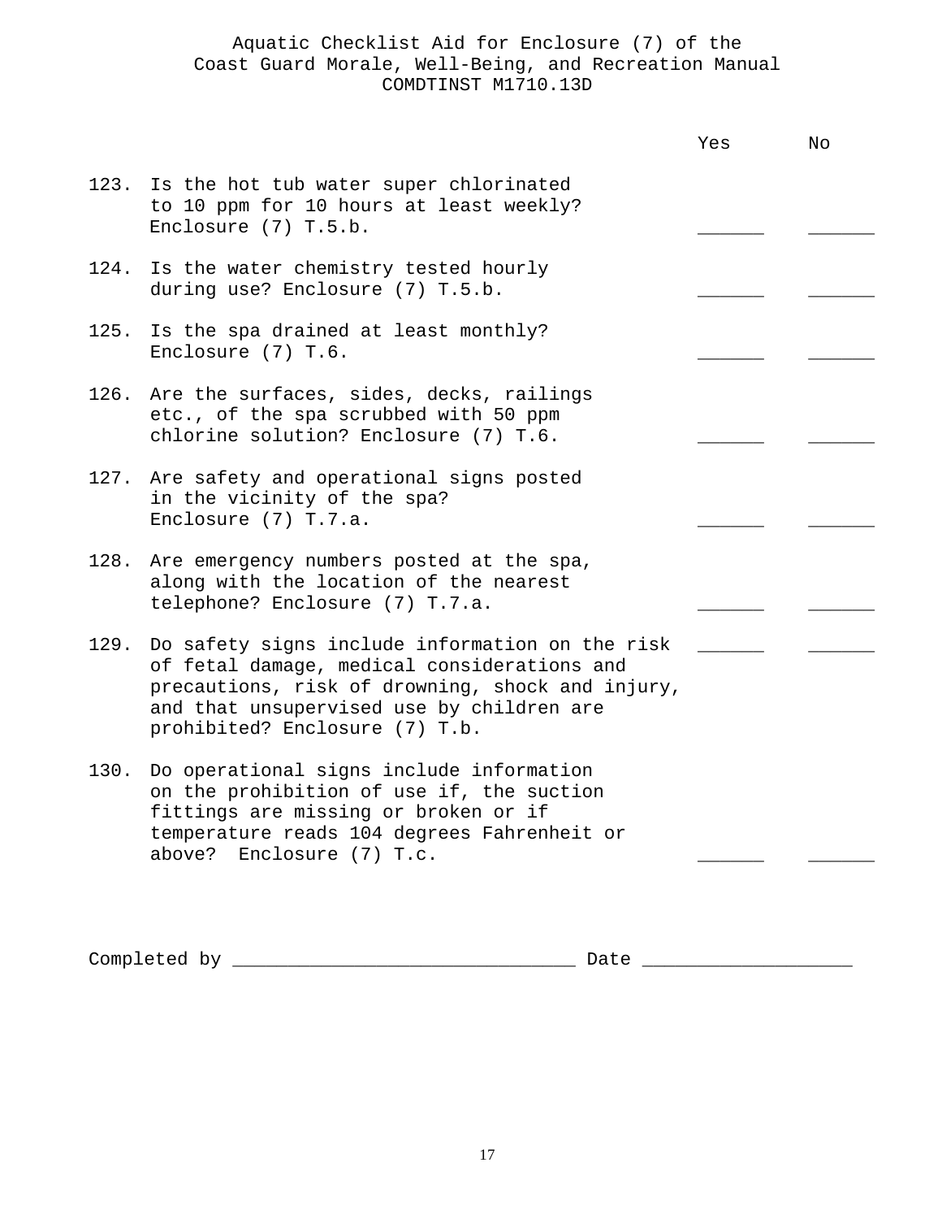Aquatic Checklist Aid for Enclosure (7) of the
Coast Guard Morale, Well-Being, and Recreation Manual
COMDTINST M1710.13D

| | | Yes | No |
|---|---|---|---|
| 123. | Is the hot tub water super chlorinated to 10 ppm for 10 hours at least weekly? Enclosure (7) T.5.b. | ______ | ______ |
| 124. | Is the water chemistry tested hourly during use? Enclosure (7) T.5.b. | ______ | ______ |
| 125. | Is the spa drained at least monthly? Enclosure (7) T.6. | ______ | ______ |
| 126. | Are the surfaces, sides, decks, railings etc., of the spa scrubbed with 50 ppm chlorine solution? Enclosure (7) T.6. | ______ | ______ |
| 127. | Are safety and operational signs posted in the vicinity of the spa? Enclosure (7) T.7.a. | ______ | ______ |
| 128. | Are emergency numbers posted at the spa, along with the location of the nearest telephone? Enclosure (7) T.7.a. | ______ | ______ |
| 129. | Do safety signs include information on the risk of fetal damage, medical considerations and precautions, risk of drowning, shock and injury, and that unsupervised use by children are prohibited? Enclosure (7) T.b. | ______ | ______ |
| 130. | Do operational signs include information on the prohibition of use if, the suction fittings are missing or broken or if temperature reads 104 degrees Fahrenheit or above? Enclosure (7) T.c. | ______ | ______ |

Completed by _______________________________ Date ___________________